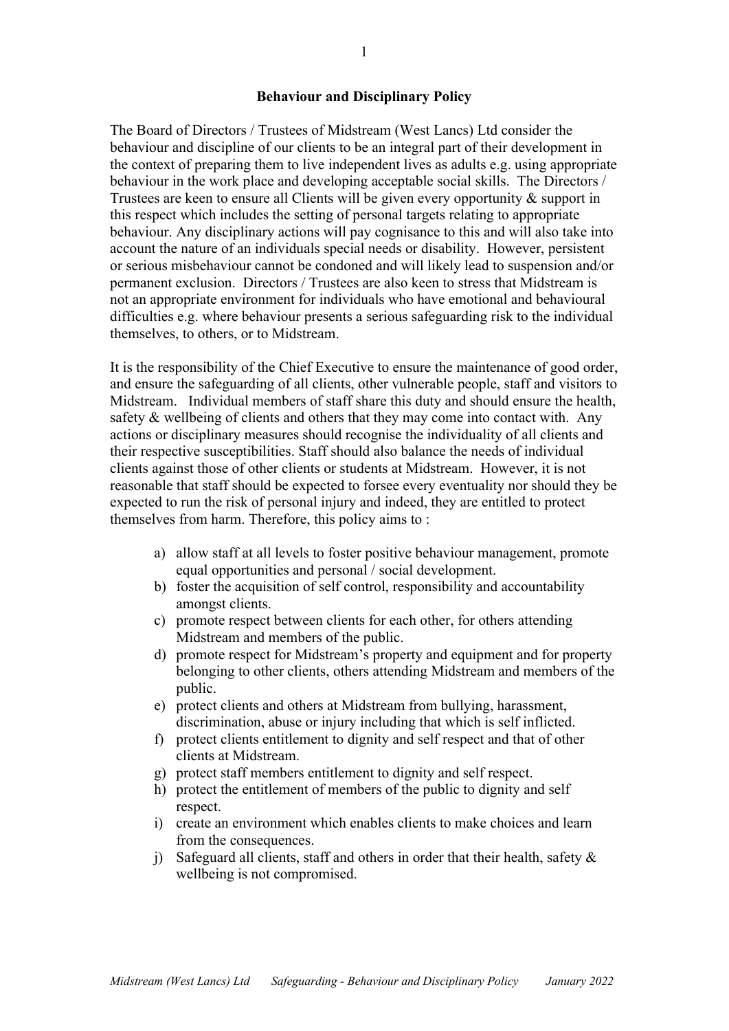# Behaviour and Disciplinary Policy

The Board of Directors / Trustees of Midstream (West Lancs) Ltd consider the behaviour and discipline of our clients to be an integral part of their development in the context of preparing them to live independent lives as adults e.g. using appropriate behaviour in the work place and developing acceptable social skills. The Directors / Trustees are keen to ensure all Clients will be given every opportunity & support in this respect which includes the setting of personal targets relating to appropriate behaviour. Any disciplinary actions will pay cognisance to this and will also take into account the nature of an individuals special needs or disability. However, persistent or serious misbehaviour cannot be condoned and will likely lead to suspension and/or permanent exclusion. Directors / Trustees are also keen to stress that Midstream is not an appropriate environment for individuals who have emotional and behavioural difficulties e.g. where behaviour presents a serious safeguarding risk to the individual themselves, to others, or to Midstream.

It is the responsibility of the Chief Executive to ensure the maintenance of good order, and ensure the safeguarding of all clients, other vulnerable people, staff and visitors to Midstream. Individual members of staff share this duty and should ensure the health, safety & wellbeing of clients and others that they may come into contact with. Any actions or disciplinary measures should recognise the individuality of all clients and their respective susceptibilities. Staff should also balance the needs of individual clients against those of other clients or students at Midstream. However, it is not reasonable that staff should be expected to forsee every eventuality nor should they be expected to run the risk of personal injury and indeed, they are entitled to protect themselves from harm. Therefore, this policy aims to :

a) allow staff at all levels to foster positive behaviour management, promote equal opportunities and personal / social development.
b) foster the acquisition of self control, responsibility and accountability amongst clients.
c) promote respect between clients for each other, for others attending Midstream and members of the public.
d) promote respect for Midstream's property and equipment and for property belonging to other clients, others attending Midstream and members of the public.
e) protect clients and others at Midstream from bullying, harassment, discrimination, abuse or injury including that which is self inflicted.
f) protect clients entitlement to dignity and self respect and that of other clients at Midstream.
g) protect staff members entitlement to dignity and self respect.
h) protect the entitlement of members of the public to dignity and self respect.
i) create an environment which enables clients to make choices and learn from the consequences.
j) Safeguard all clients, staff and others in order that their health, safety & wellbeing is not compromised.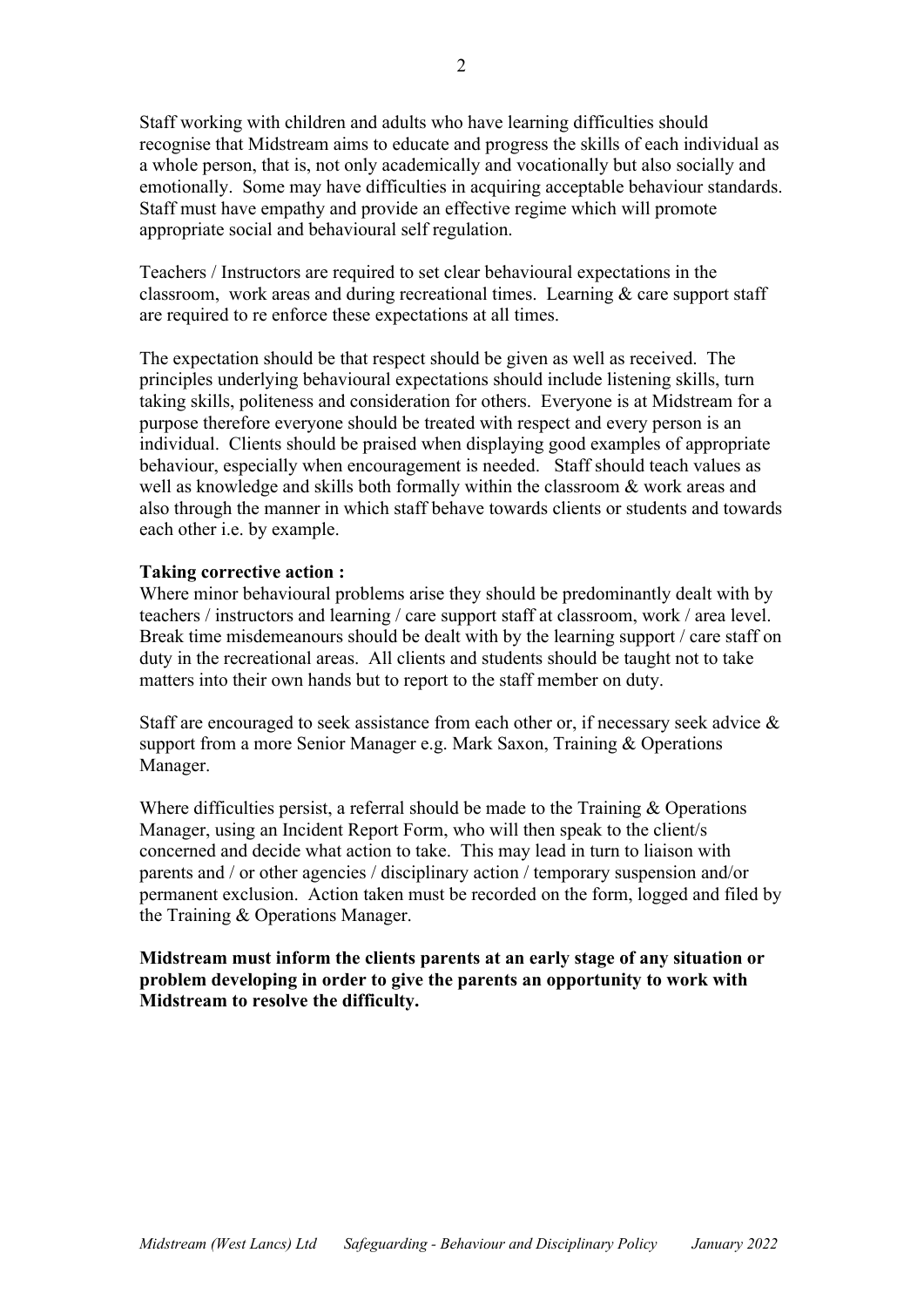Staff working with children and adults who have learning difficulties should recognise that Midstream aims to educate and progress the skills of each individual as a whole person, that is, not only academically and vocationally but also socially and emotionally. Some may have difficulties in acquiring acceptable behaviour standards. Staff must have empathy and provide an effective regime which will promote appropriate social and behavioural self regulation.

Teachers / Instructors are required to set clear behavioural expectations in the classroom, work areas and during recreational times. Learning & care support staff are required to re enforce these expectations at all times.

The expectation should be that respect should be given as well as received. The principles underlying behavioural expectations should include listening skills, turn taking skills, politeness and consideration for others. Everyone is at Midstream for a purpose therefore everyone should be treated with respect and every person is an individual. Clients should be praised when displaying good examples of appropriate behaviour, especially when encouragement is needed. Staff should teach values as well as knowledge and skills both formally within the classroom & work areas and also through the manner in which staff behave towards clients or students and towards each other i.e. by example.

**Taking corrective action :**

Where minor behavioural problems arise they should be predominantly dealt with by teachers / instructors and learning / care support staff at classroom, work / area level. Break time misdemeanours should be dealt with by the learning support / care staff on duty in the recreational areas. All clients and students should be taught not to take matters into their own hands but to report to the staff member on duty.

Staff are encouraged to seek assistance from each other or, if necessary seek advice & support from a more Senior Manager e.g. Mark Saxon, Training & Operations Manager.

Where difficulties persist, a referral should be made to the Training & Operations Manager, using an Incident Report Form, who will then speak to the client/s concerned and decide what action to take. This may lead in turn to liaison with parents and / or other agencies / disciplinary action / temporary suspension and/or permanent exclusion. Action taken must be recorded on the form, logged and filed by the Training & Operations Manager.

**Midstream must inform the clients parents at an early stage of any situation or problem developing in order to give the parents an opportunity to work with Midstream to resolve the difficulty.**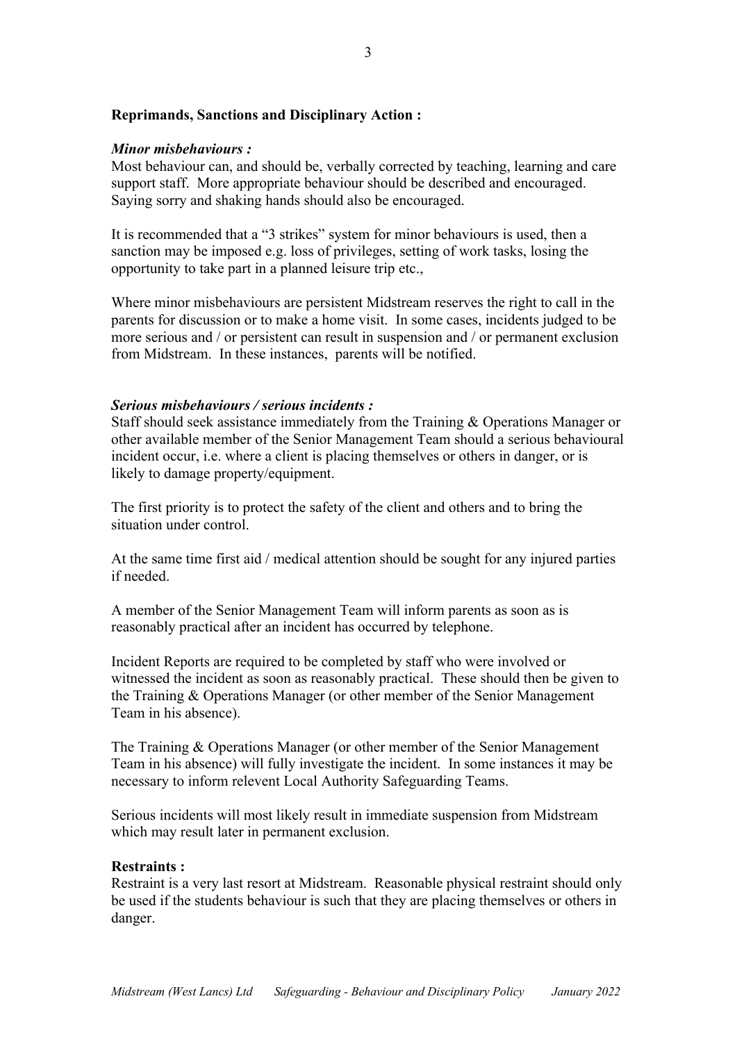**Reprimands, Sanctions and Disciplinary Action :**

***Minor misbehaviours :***

Most behaviour can, and should be, verbally corrected by teaching, learning and care support staff. More appropriate behaviour should be described and encouraged. Saying sorry and shaking hands should also be encouraged.

It is recommended that a "3 strikes" system for minor behaviours is used, then a sanction may be imposed e.g. loss of privileges, setting of work tasks, losing the opportunity to take part in a planned leisure trip etc.,

Where minor misbehaviours are persistent Midstream reserves the right to call in the parents for discussion or to make a home visit. In some cases, incidents judged to be more serious and / or persistent can result in suspension and / or permanent exclusion from Midstream. In these instances, parents will be notified.

***Serious misbehaviours / serious incidents :***

Staff should seek assistance immediately from the Training & Operations Manager or other available member of the Senior Management Team should a serious behavioural incident occur, i.e. where a client is placing themselves or others in danger, or is likely to damage property/equipment.

The first priority is to protect the safety of the client and others and to bring the situation under control.

At the same time first aid / medical attention should be sought for any injured parties if needed.

A member of the Senior Management Team will inform parents as soon as is reasonably practical after an incident has occurred by telephone.

Incident Reports are required to be completed by staff who were involved or witnessed the incident as soon as reasonably practical. These should then be given to the Training & Operations Manager (or other member of the Senior Management Team in his absence).

The Training & Operations Manager (or other member of the Senior Management Team in his absence) will fully investigate the incident. In some instances it may be necessary to inform relevent Local Authority Safeguarding Teams.

Serious incidents will most likely result in immediate suspension from Midstream which may result later in permanent exclusion.

**Restraints :**

Restraint is a very last resort at Midstream. Reasonable physical restraint should only be used if the students behaviour is such that they are placing themselves or others in danger.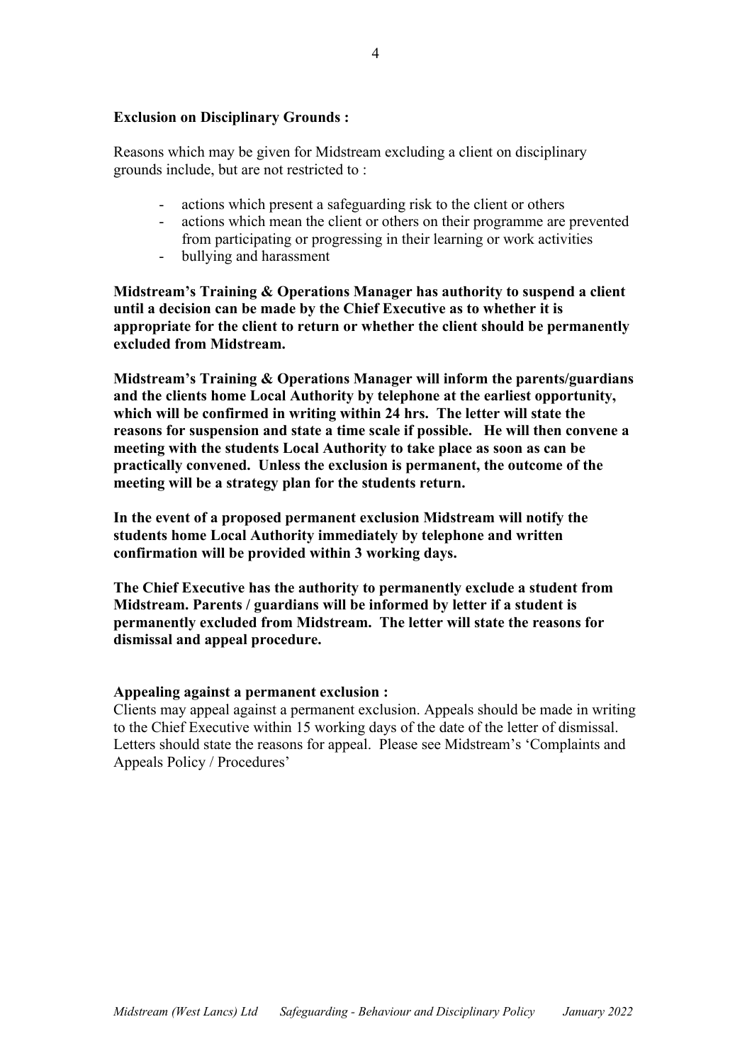**Exclusion on Disciplinary Grounds :**

Reasons which may be given for Midstream excluding a client on disciplinary grounds include, but are not restricted to :

- actions which present a safeguarding risk to the client or others
- actions which mean the client or others on their programme are prevented from participating or progressing in their learning or work activities
- bullying and harassment

**Midstream's Training & Operations Manager has authority to suspend a client until a decision can be made by the Chief Executive as to whether it is appropriate for the client to return or whether the client should be permanently excluded from Midstream.**

**Midstream's Training & Operations Manager will inform the parents/guardians and the clients home Local Authority by telephone at the earliest opportunity, which will be confirmed in writing within 24 hrs. The letter will state the reasons for suspension and state a time scale if possible. He will then convene a meeting with the students Local Authority to take place as soon as can be practically convened. Unless the exclusion is permanent, the outcome of the meeting will be a strategy plan for the students return.**

**In the event of a proposed permanent exclusion Midstream will notify the students home Local Authority immediately by telephone and written confirmation will be provided within 3 working days.**

**The Chief Executive has the authority to permanently exclude a student from Midstream. Parents / guardians will be informed by letter if a student is permanently excluded from Midstream. The letter will state the reasons for dismissal and appeal procedure.**

**Appealing against a permanent exclusion :**

Clients may appeal against a permanent exclusion. Appeals should be made in writing to the Chief Executive within 15 working days of the date of the letter of dismissal. Letters should state the reasons for appeal. Please see Midstream's 'Complaints and Appeals Policy / Procedures'